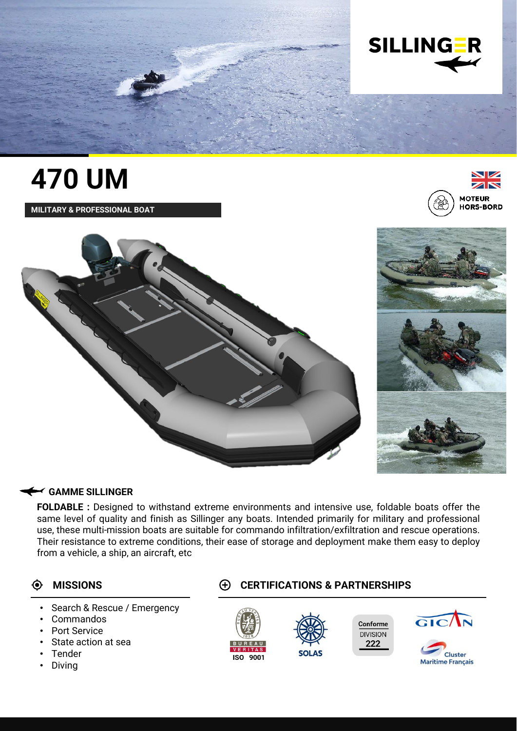SILLINGER

# 470 UM

**MILITARY & PROFESSIONAL BOAT**

MOTEUR HORS-BORD

## GAMME SILLINGER

**FOLDABLE :** Designed to withstand extreme environments and intensive use, foldable boats offer the same level of quality and finish as Sillinger any boats. Intended primarily for military and professional use, these multi-mission boats are suitable for commando infiltration/exfiltration and rescue operations. Their resistance to extreme conditions, their ease of storage and deployment make them easy to deploy from a vehicle, a ship, an aircraft, etc

## MISSIONS

- Search & Rescue / Emergency
- Commandos
- Port Service
- State action at sea
- Tender
- Diving

## CERTIFICATIONS & PARTNERSHIPS

BUREAU VERITAS ISO 9001

SOLAS

Conforme DIVISION 222

GICAN

Cluster Maritime Français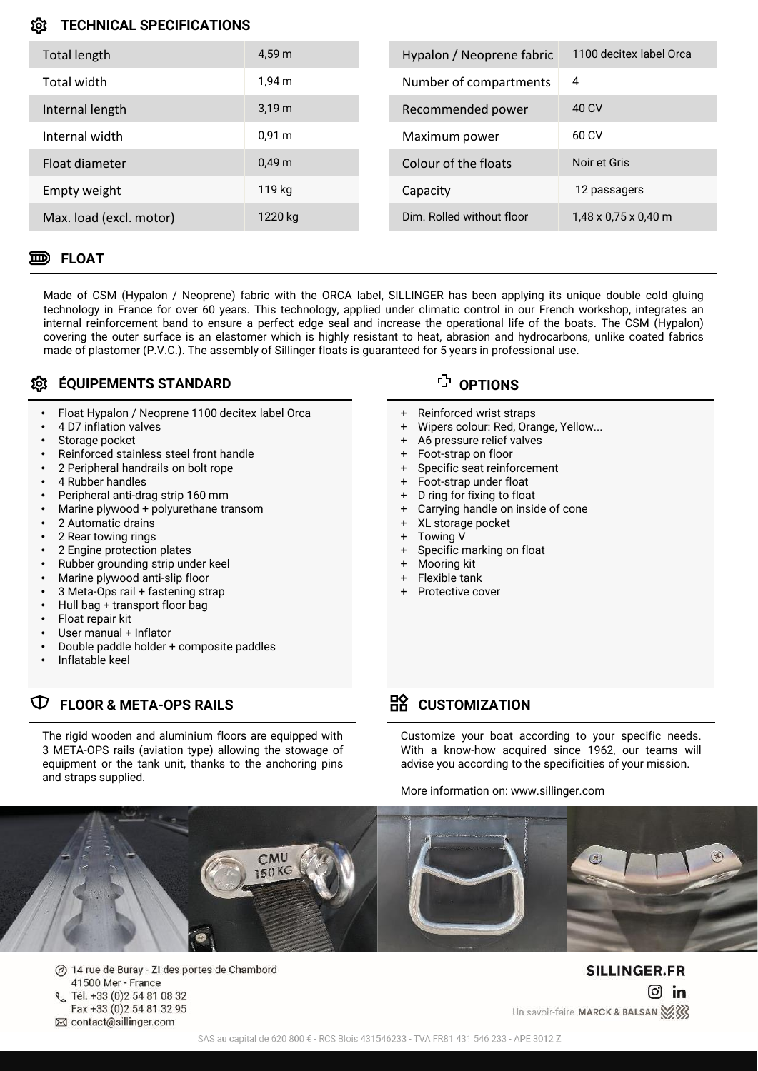## TECHNICAL SPECIFICATIONS

| | |
|---|---|
| Total length | 4,59 m |
| Total width | 1,94 m |
| Internal length | 3,19 m |
| Internal width | 0,91 m |
| Float diameter | 0,49 m |
| Empty weight | 119 kg |
| Max. load (excl. motor) | 1220 kg |

| | |
|---|---|
| Hypalon / Neoprene fabric | 1100 decitex label Orca |
| Number of compartments | 4 |
| Recommended power | 40 CV |
| Maximum power | 60 CV |
| Colour of the floats | Noir et Gris |
| Capacity | 12 passagers |
| Dim. Rolled without floor | 1,48 x 0,75 x 0,40 m |

## FLOAT

Made of CSM (Hypalon / Neoprene) fabric with the ORCA label, SILLINGER has been applying its unique double cold gluing technology in France for over 60 years. This technology, applied under climatic control in our French workshop, integrates an internal reinforcement band to ensure a perfect edge seal and increase the operational life of the boats. The CSM (Hypalon) covering the outer surface is an elastomer which is highly resistant to heat, abrasion and hydrocarbons, unlike coated fabrics made of plastomer (P.V.C.). The assembly of Sillinger floats is guaranteed for 5 years in professional use.

## ÉQUIPEMENTS STANDARD

- Float Hypalon / Neoprene 1100 decitex label Orca
- 4 D7 inflation valves
- Storage pocket
- Reinforced stainless steel front handle
- 2 Peripheral handrails on bolt rope
- 4 Rubber handles
- Peripheral anti-drag strip 160 mm
- Marine plywood + polyurethane transom
- 2 Automatic drains
- 2 Rear towing rings
- 2 Engine protection plates
- Rubber grounding strip under keel
- Marine plywood anti-slip floor
- 3 Meta-Ops rail + fastening strap
- Hull bag + transport floor bag
- Float repair kit
- User manual + Inflator
- Double paddle holder + composite paddles
- Inflatable keel

## OPTIONS

+ Reinforced wrist straps
+ Wipers colour: Red, Orange, Yellow...
+ A6 pressure relief valves
+ Foot-strap on floor
+ Specific seat reinforcement
+ Foot-strap under float
+ D ring for fixing to float
+ Carrying handle on inside of cone
+ XL storage pocket
+ Towing V
+ Specific marking on float
+ Mooring kit
+ Flexible tank
+ Protective cover

## FLOOR & META-OPS RAILS

The rigid wooden and aluminium floors are equipped with 3 META-OPS rails (aviation type) allowing the stowage of equipment or the tank unit, thanks to the anchoring pins and straps supplied.

## CUSTOMIZATION

Customize your boat according to your specific needs. With a know-how acquired since 1962, our teams will advise you according to the specificities of your mission.

More information on: www.sillinger.com

14 rue de Buray - ZI des portes de Chambord
41500 Mer - France
Tél. +33 (0)2 54 81 08 32
Fax +33 (0)2 54 81 32 95
contact@sillinger.com

SILLINGER.FR

Un savoir-faire MARCK & BALSAN

SAS au capital de 620 800 € - RCS Blois 431546233 - TVA FR81 431 546 233 - APE 3012 Z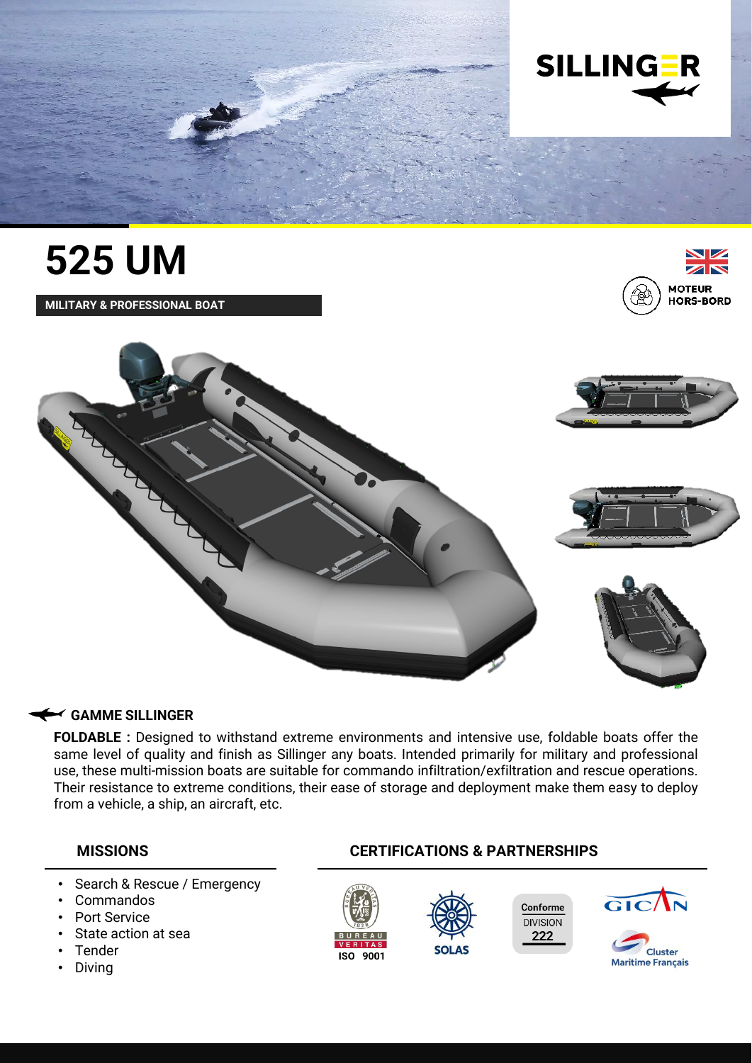# 525 UM

**MILITARY & PROFESSIONAL BOAT**

MOTEUR HORS-BORD

## GAMME SILLINGER

**FOLDABLE :** Designed to withstand extreme environments and intensive use, foldable boats offer the same level of quality and finish as Sillinger any boats. Intended primarily for military and professional use, these multi-mission boats are suitable for commando infiltration/exfiltration and rescue operations. Their resistance to extreme conditions, their ease of storage and deployment make them easy to deploy from a vehicle, a ship, an aircraft, etc.

### MISSIONS

- Search & Rescue / Emergency
- Commandos
- Port Service
- State action at sea
- Tender
- Diving

### CERTIFICATIONS & PARTNERSHIPS

BUREAU VERITAS ISO 9001

SOLAS

Conforme DIVISION 222

GICAN

Cluster Maritime Français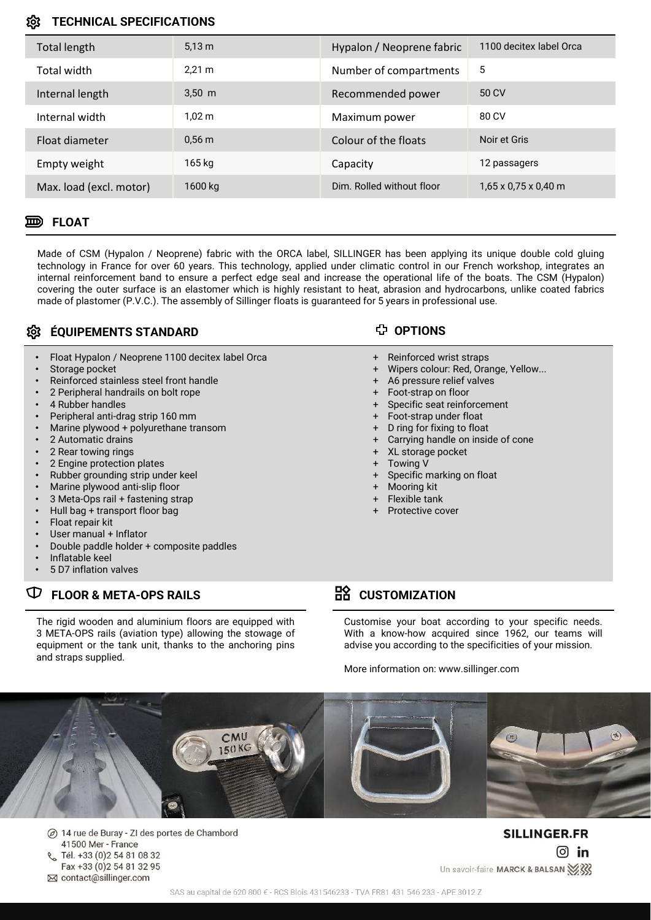## TECHNICAL SPECIFICATIONS

| | | | |
|---|---|---|---|
| Total length | 5,13 m | Hypalon / Neoprene fabric | 1100 decitex label Orca |
| Total width | 2,21 m | Number of compartments | 5 |
| Internal length | 3,50 m | Recommended power | 50 CV |
| Internal width | 1,02 m | Maximum power | 80 CV |
| Float diameter | 0,56 m | Colour of the floats | Noir et Gris |
| Empty weight | 165 kg | Capacity | 12 passagers |
| Max. load (excl. motor) | 1600 kg | Dim. Rolled without floor | 1,65 x 0,75 x 0,40 m |

## FLOAT

Made of CSM (Hypalon / Neoprene) fabric with the ORCA label, SILLINGER has been applying its unique double cold gluing technology in France for over 60 years. This technology, applied under climatic control in our French workshop, integrates an internal reinforcement band to ensure a perfect edge seal and increase the operational life of the boats. The CSM (Hypalon) covering the outer surface is an elastomer which is highly resistant to heat, abrasion and hydrocarbons, unlike coated fabrics made of plastomer (P.V.C.). The assembly of Sillinger floats is guaranteed for 5 years in professional use.

## ÉQUIPEMENTS STANDARD

- Float Hypalon / Neoprene 1100 decitex label Orca
- Storage pocket
- Reinforced stainless steel front handle
- 2 Peripheral handrails on bolt rope
- 4 Rubber handles
- Peripheral anti-drag strip 160 mm
- Marine plywood + polyurethane transom
- 2 Automatic drains
- 2 Rear towing rings
- 2 Engine protection plates
- Rubber grounding strip under keel
- Marine plywood anti-slip floor
- 3 Meta-Ops rail + fastening strap
- Hull bag + transport floor bag
- Float repair kit
- User manual + Inflator
- Double paddle holder + composite paddles
- Inflatable keel
- 5 D7 inflation valves

## OPTIONS

- + Reinforced wrist straps
- + Wipers colour: Red, Orange, Yellow...
- + A6 pressure relief valves
- + Foot-strap on floor
- + Specific seat reinforcement
- + Foot-strap under float
- + D ring for fixing to float
- + Carrying handle on inside of cone
- + XL storage pocket
- + Towing V
- + Specific marking on float
- + Mooring kit
- + Flexible tank
- + Protective cover

## FLOOR & META-OPS RAILS

The rigid wooden and aluminium floors are equipped with 3 META-OPS rails (aviation type) allowing the stowage of equipment or the tank unit, thanks to the anchoring pins and straps supplied.

## CUSTOMIZATION

Customise your boat according to your specific needs. With a know-how acquired since 1962, our teams will advise you according to the specificities of your mission.

More information on: www.sillinger.com

14 rue de Buray - ZI des portes de Chambord
41500 Mer - France
Tél. +33 (0)2 54 81 08 32
Fax +33 (0)2 54 81 32 95
contact@sillinger.com

**SILLINGER.FR**

Un savoir-faire MARCK & BALSAN

SAS au capital de 620 800 € - RCS Blois 431546233 - TVA FR81 431 546 233 - APE 3012 Z